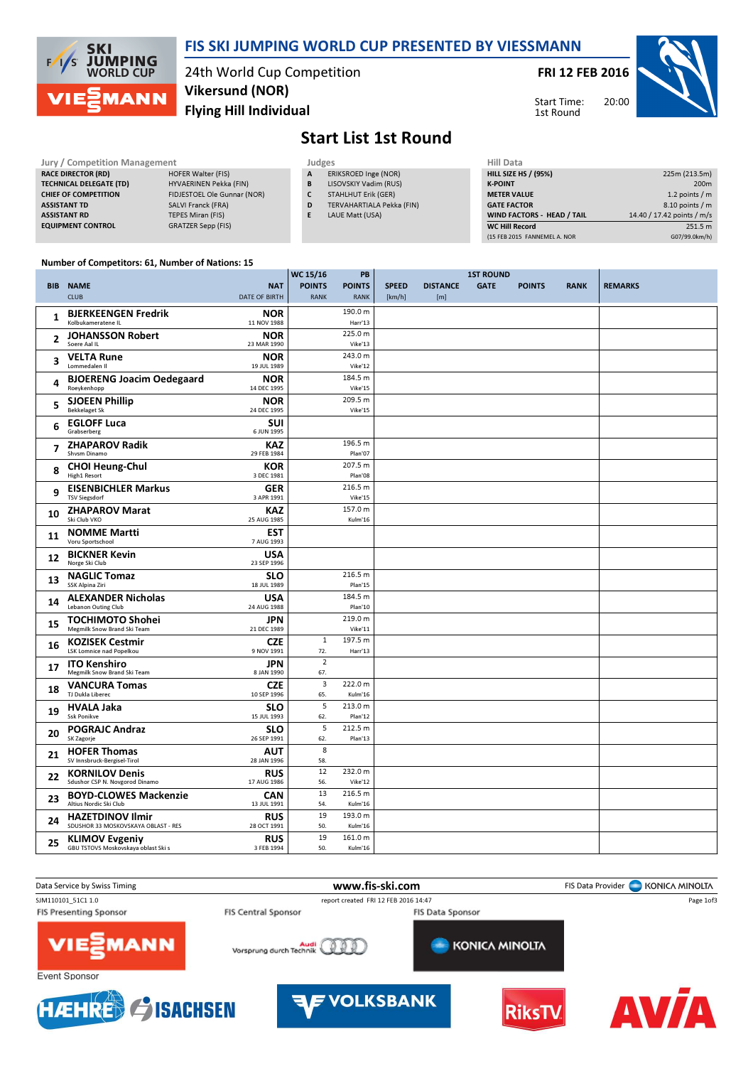# FIS SKI JUMPING WORLD CUP PRESENTED BY VIESSMANN

24th World Cup Competition
**Vikersund (NOR)**
**Flying Hill Individual**

**FRI 12 FEB 2016**

Start Time: 20:00
1st Round

## Start List 1st Round

| Jury / Competition Management | |
|---|---|
| RACE DIRECTOR (RD) | HOFER Walter (FIS) |
| TECHNICAL DELEGATE (TD) | HYVAERINEN Pekka (FIN) |
| CHIEF OF COMPETITION | FIDJESTOEL Ole Gunnar (NOR) |
| ASSISTANT TD | SALVI Franck (FRA) |
| ASSISTANT RD | TEPES Miran (FIS) |
| EQUIPMENT CONTROL | GRATZER Sepp (FIS) |

| Judges | |
|---|---|
| A | ERIKSROED Inge (NOR) |
| B | LISOVSKIY Vadim (RUS) |
| C | STAHLHUT Erik (GER) |
| D | TERVAHARTIALA Pekka (FIN) |
| E | LAUE Matt (USA) |

| Hill Data | |
|---|---|
| HILL SIZE HS / (95%) | 225m (213.5m) |
| K-POINT | 200m |
| METER VALUE | 1.2 points / m |
| GATE FACTOR | 8.10 points / m |
| WIND FACTORS - HEAD / TAIL | 14.40 / 17.42 points / m/s |
| WC Hill Record | 251.5 m |
| (15 FEB 2015 FANNEMEL A. NOR | G07/99.0km/h) |

Number of Competitors: 61, Number of Nations: 15

| BIB | NAME / CLUB | NAT / DATE OF BIRTH | WC 15/16 POINTS / RANK | PB POINTS / RANK | SPEED [km/h] | DISTANCE [m] | GATE | POINTS | RANK | REMARKS |
|---|---|---|---|---|---|---|---|---|---|---|
| 1 | BJERKEENGEN Fredrik<br>Kolbukameratene IL | NOR<br>11 NOV 1988 | | 190.0 m<br>Harr'13 | | | | | | |
| 2 | JOHANSSON Robert<br>Soere Aal IL | NOR<br>23 MAR 1990 | | 225.0 m<br>Vike'13 | | | | | | |
| 3 | VELTA Rune<br>Lommedalen Il | NOR<br>19 JUL 1989 | | 243.0 m<br>Vike'12 | | | | | | |
| 4 | BJOERENG Joacim Oedegaard<br>Roeykenhopp | NOR<br>14 DEC 1995 | | 184.5 m<br>Vike'15 | | | | | | |
| 5 | SJOEEN Phillip<br>Bekkelaget Sk | NOR<br>24 DEC 1995 | | 209.5 m<br>Vike'15 | | | | | | |
| 6 | EGLOFF Luca<br>Grabserberg | SUI<br>6 JUN 1995 | | | | | | | | |
| 7 | ZHAPAROV Radik<br>Shvsm Dinamo | KAZ<br>29 FEB 1984 | | 196.5 m<br>Plan'07 | | | | | | |
| 8 | CHOI Heung-Chul<br>High1 Resort | KOR<br>3 DEC 1981 | | 207.5 m<br>Plan'08 | | | | | | |
| 9 | EISENBICHLER Markus<br>TSV Siegsdorf | GER<br>3 APR 1991 | | 216.5 m<br>Vike'15 | | | | | | |
| 10 | ZHAPAROV Marat<br>Ski Club VKO | KAZ<br>25 AUG 1985 | | 157.0 m<br>Kulm'16 | | | | | | |
| 11 | NOMME Martti<br>Voru Sportschool | EST<br>7 AUG 1993 | | | | | | | | |
| 12 | BICKNER Kevin<br>Norge Ski Club | USA<br>23 SEP 1996 | | | | | | | | |
| 13 | NAGLIC Tomaz<br>SSK Alpina Ziri | SLO<br>18 JUL 1989 | | 216.5 m<br>Plan'15 | | | | | | |
| 14 | ALEXANDER Nicholas<br>Lebanon Outing Club | USA<br>24 AUG 1988 | | 184.5 m<br>Plan'10 | | | | | | |
| 15 | TOCHIMOTO Shohei<br>Megmilk Snow Brand Ski Team | JPN<br>21 DEC 1989 | | 219.0 m<br>Vike'11 | | | | | | |
| 16 | KOZISEK Cestmir<br>LSK Lomnice nad Popelkou | CZE<br>9 NOV 1991 | 1<br>72. | 197.5 m<br>Harr'13 | | | | | | |
| 17 | ITO Kenshiro<br>Megmilk Snow Brand Ski Team | JPN<br>8 JAN 1990 | 2<br>67. | | | | | | | |
| 18 | VANCURA Tomas<br>TJ Dukla Liberec | CZE<br>10 SEP 1996 | 3<br>65. | 222.0 m<br>Kulm'16 | | | | | | |
| 19 | HVALA Jaka<br>Ssk Ponikve | SLO<br>15 JUL 1993 | 5<br>62. | 213.0 m<br>Plan'12 | | | | | | |
| 20 | POGRAJC Andraz<br>SK Zagorje | SLO<br>26 SEP 1991 | 5<br>62. | 212.5 m<br>Plan'13 | | | | | | |
| 21 | HOFER Thomas<br>SV Innsbruck-Bergisel-Tirol | AUT<br>28 JAN 1996 | 8<br>58. | | | | | | | |
| 22 | KORNILOV Denis<br>Sdushor CSP N. Novgorod Dinamo | RUS<br>17 AUG 1986 | 12<br>56. | 232.0 m<br>Vike'12 | | | | | | |
| 23 | BOYD-CLOWES Mackenzie<br>Altius Nordic Ski Club | CAN<br>13 JUL 1991 | 13<br>54. | 216.5 m<br>Kulm'16 | | | | | | |
| 24 | HAZETDINOV Ilmir<br>SDUSHOR 33 MOSKOVSKAYA OBLAST - RES | RUS<br>28 OCT 1991 | 19<br>50. | 193.0 m<br>Kulm'16 | | | | | | |
| 25 | KLIMOV Evgeniy<br>GBU TSTOVS Moskovskaya oblast Ski s | RUS<br>3 FEB 1994 | 19<br>50. | 161.0 m<br>Kulm'16 | | | | | | |

Data Service by Swiss Timing — www.fis-ski.com — FIS Data Provider KONICA MINOLTA

SJM110101_51C1 1.0 — report created FRI 12 FEB 2016 14:47

FIS Presenting Sponsor: VIESSMANN — FIS Central Sponsor: Audi Vorsprung durch Technik — FIS Data Sponsor: KONICA MINOLTA

Event Sponsor: HÆHRE, ISACHSEN, VOLKSBANK, RiksTV, AVIA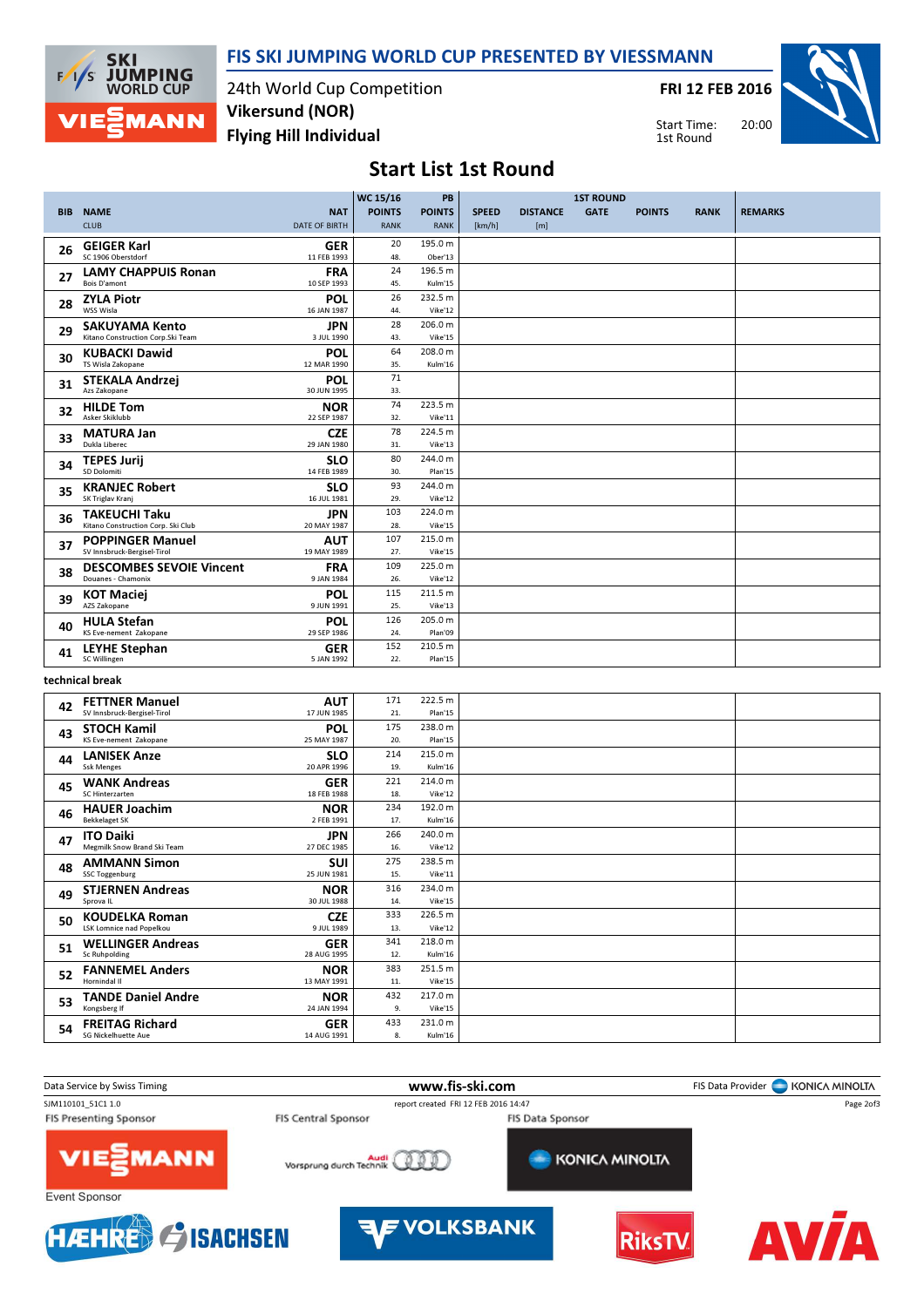# FIS SKI JUMPING WORLD CUP PRESENTED BY VIESSMANN

24th World Cup Competition
**Vikersund (NOR)**
**Flying Hill Individual**

**FRI 12 FEB 2016**

Start Time: 20:00
1st Round

## Start List 1st Round

| BIB | NAME / CLUB | NAT / DATE OF BIRTH | WC 15/16 POINTS / RANK | PB POINTS / RANK | SPEED [km/h] | DISTANCE [m] | GATE | POINTS | RANK | REMARKS |
|---|---|---|---|---|---|---|---|---|---|---|
| 26 | GEIGER Karl / SC 1906 Oberstdorf | GER / 11 FEB 1993 | 20 / 48. | 195.0 m / Ober'13 | | | | | | |
| 27 | LAMY CHAPPUIS Ronan / Bois D'amont | FRA / 10 SEP 1993 | 24 / 45. | 196.5 m / Kulm'15 | | | | | | |
| 28 | ZYLA Piotr / WSS Wisla | POL / 16 JAN 1987 | 26 / 44. | 232.5 m / Vike'12 | | | | | | |
| 29 | SAKUYAMA Kento / Kitano Construction Corp.Ski Team | JPN / 3 JUL 1990 | 28 / 43. | 206.0 m / Vike'15 | | | | | | |
| 30 | KUBACKI Dawid / TS Wisla Zakopane | POL / 12 MAR 1990 | 64 / 35. | 208.0 m / Kulm'16 | | | | | | |
| 31 | STEKALA Andrzej / Azs Zakopane | POL / 30 JUN 1995 | 71 / 33. | | | | | | | |
| 32 | HILDE Tom / Asker Skiklubb | NOR / 22 SEP 1987 | 74 / 32. | 223.5 m / Vike'11 | | | | | | |
| 33 | MATURA Jan / Dukla Liberec | CZE / 29 JAN 1980 | 78 / 31. | 224.5 m / Vike'13 | | | | | | |
| 34 | TEPES Jurij / SD Dolomiti | SLO / 14 FEB 1989 | 80 / 30. | 244.0 m / Plan'15 | | | | | | |
| 35 | KRANJEC Robert / SK Triglav Kranj | SLO / 16 JUL 1981 | 93 / 29. | 244.0 m / Vike'12 | | | | | | |
| 36 | TAKEUCHI Taku / Kitano Construction Corp. Ski Club | JPN / 20 MAY 1987 | 103 / 28. | 224.0 m / Vike'15 | | | | | | |
| 37 | POPPINGER Manuel / SV Innsbruck-Bergisel-Tirol | AUT / 19 MAY 1989 | 107 / 27. | 215.0 m / Vike'15 | | | | | | |
| 38 | DESCOMBES SEVOIE Vincent / Douanes - Chamonix | FRA / 9 JAN 1984 | 109 / 26. | 225.0 m / Vike'12 | | | | | | |
| 39 | KOT Maciej / AZS Zakopane | POL / 9 JUN 1991 | 115 / 25. | 211.5 m / Vike'13 | | | | | | |
| 40 | HULA Stefan / KS Eve-nement Zakopane | POL / 29 SEP 1986 | 126 / 24. | 205.0 m / Plan'09 | | | | | | |
| 41 | LEYHE Stephan / SC Willingen | GER / 5 JAN 1992 | 152 / 22. | 210.5 m / Plan'15 | | | | | | |
| | technical break | | | | | | | | | |
| 42 | FETTNER Manuel / SV Innsbruck-Bergisel-Tirol | AUT / 17 JUN 1985 | 171 / 21. | 222.5 m / Plan'15 | | | | | | |
| 43 | STOCH Kamil / KS Eve-nement Zakopane | POL / 25 MAY 1987 | 175 / 20. | 238.0 m / Plan'15 | | | | | | |
| 44 | LANISEK Anze / Ssk Menges | SLO / 20 APR 1996 | 214 / 19. | 215.0 m / Kulm'16 | | | | | | |
| 45 | WANK Andreas / SC Hinterzarten | GER / 18 FEB 1988 | 221 / 18. | 214.0 m / Vike'12 | | | | | | |
| 46 | HAUER Joachim / Bekkelaget SK | NOR / 2 FEB 1991 | 234 / 17. | 192.0 m / Kulm'16 | | | | | | |
| 47 | ITO Daiki / Megmilk Snow Brand Ski Team | JPN / 27 DEC 1985 | 266 / 16. | 240.0 m / Vike'12 | | | | | | |
| 48 | AMMANN Simon / SSC Toggenburg | SUI / 25 JUN 1981 | 275 / 15. | 238.5 m / Vike'11 | | | | | | |
| 49 | STJERNEN Andreas / Sprova IL | NOR / 30 JUL 1988 | 316 / 14. | 234.0 m / Vike'15 | | | | | | |
| 50 | KOUDELKA Roman / LSK Lomnice nad Popelkou | CZE / 9 JUL 1989 | 333 / 13. | 226.5 m / Vike'12 | | | | | | |
| 51 | WELLINGER Andreas / Sc Ruhpolding | GER / 28 AUG 1995 | 341 / 12. | 218.0 m / Kulm'16 | | | | | | |
| 52 | FANNEMEL Anders / Hornindal Il | NOR / 13 MAY 1991 | 383 / 11. | 251.5 m / Vike'15 | | | | | | |
| 53 | TANDE Daniel Andre / Kongsberg If | NOR / 24 JAN 1994 | 432 / 9. | 217.0 m / Vike'15 | | | | | | |
| 54 | FREITAG Richard / SG Nickelhuette Aue | GER / 14 AUG 1991 | 433 / 8. | 231.0 m / Kulm'16 | | | | | | |

Data Service by Swiss Timing — www.fis-ski.com — FIS Data Provider KONICA MINOLTA

SJM110101_51C1 1.0 — report created FRI 12 FEB 2016 14:47

FIS Presenting Sponsor: VIESSMANN — FIS Central Sponsor: Audi — FIS Data Sponsor: KONICA MINOLTA

Event Sponsor: HÆHRE, ISACHSEN, VOLKSBANK, RiksTV, AVIA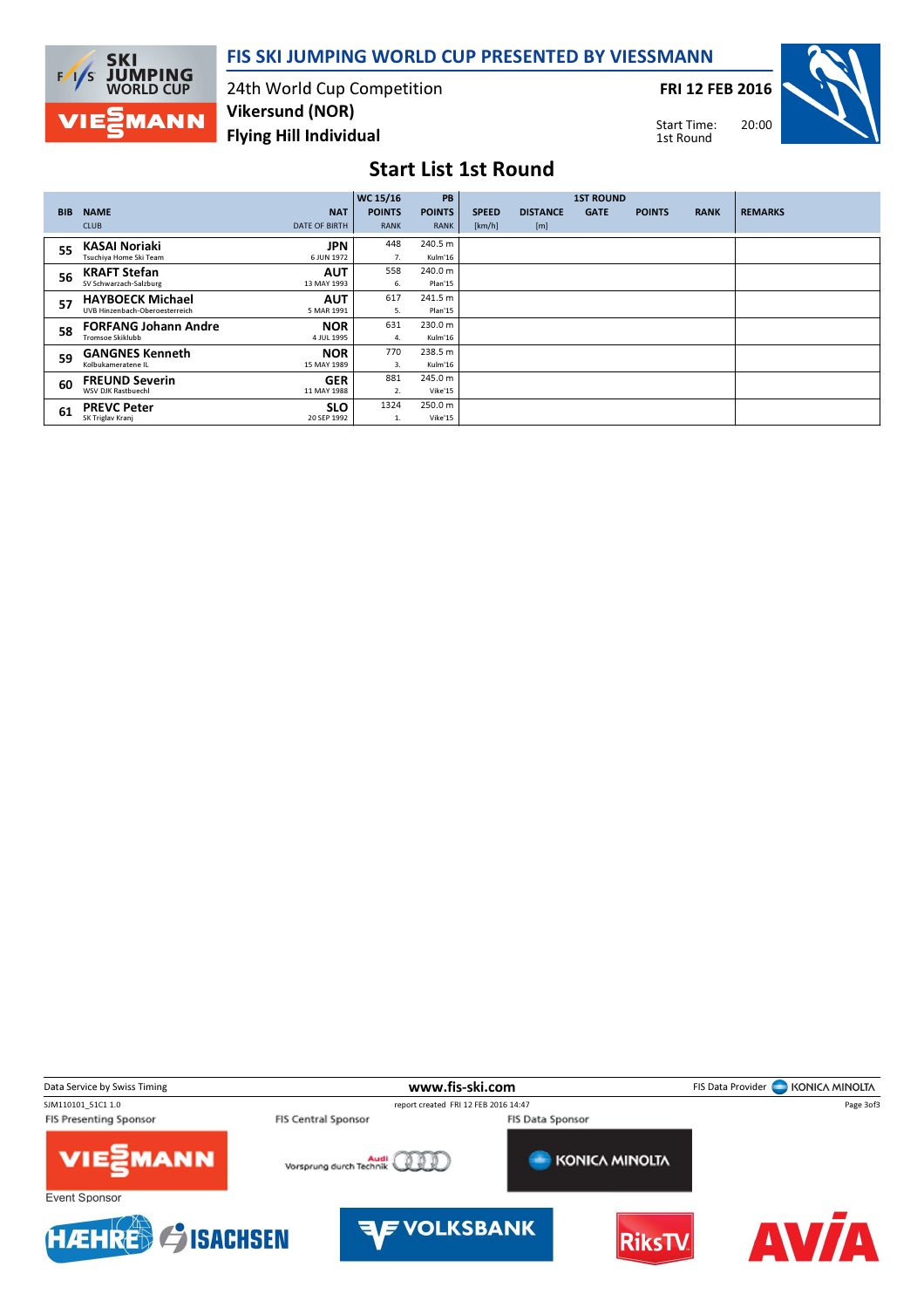## FIS SKI JUMPING WORLD CUP PRESENTED BY VIESSMANN

24th World Cup Competition
**Vikersund (NOR)**
**Flying Hill Individual**

**FRI 12 FEB 2016**

Start Time: 20:00
1st Round

# Start List 1st Round

| BIB | NAME<br>CLUB | NAT<br>DATE OF BIRTH | WC 15/16<br>POINTS<br>RANK | PB<br>POINTS<br>RANK | 1ST ROUND<br>SPEED<br>[km/h] | DISTANCE<br>[m] | GATE | POINTS | RANK | REMARKS |
|---|---|---|---|---|---|---|---|---|---|---|
| 55 | **KASAI Noriaki**<br>Tsuchiya Home Ski Team | **JPN**<br>6 JUN 1972 | 448<br>7. | 240.5 m<br>Kulm'16 | | | | | | |
| 56 | **KRAFT Stefan**<br>SV Schwarzach-Salzburg | **AUT**<br>13 MAY 1993 | 558<br>6. | 240.0 m<br>Plan'15 | | | | | | |
| 57 | **HAYBOECK Michael**<br>UVB Hinzenbach-Oberoesterreich | **AUT**<br>5 MAR 1991 | 617<br>5. | 241.5 m<br>Plan'15 | | | | | | |
| 58 | **FORFANG Johann Andre**<br>Tromsoe Skiklubb | **NOR**<br>4 JUL 1995 | 631<br>4. | 230.0 m<br>Kulm'16 | | | | | | |
| 59 | **GANGNES Kenneth**<br>Kolbukameratene IL | **NOR**<br>15 MAY 1989 | 770<br>3. | 238.5 m<br>Kulm'16 | | | | | | |
| 60 | **FREUND Severin**<br>WSV DJK Rastbuechl | **GER**<br>11 MAY 1988 | 881<br>2. | 245.0 m<br>Vike'15 | | | | | | |
| 61 | **PREVC Peter**<br>SK Triglav Kranj | **SLO**<br>20 SEP 1992 | 1324<br>1. | 250.0 m<br>Vike'15 | | | | | | |

Data Service by Swiss Timing — www.fis-ski.com — FIS Data Provider KONICA MINOLTA

SJM110101_51C1 1.0 — report created FRI 12 FEB 2016 14:47

FIS Presenting Sponsor: VIESSMANN — FIS Central Sponsor: Audi Vorsprung durch Technik — FIS Data Sponsor: KONICA MINOLTA

Event Sponsor: HÆHRE, ISACHSEN, VOLKSBANK, RiksTV, AVIA